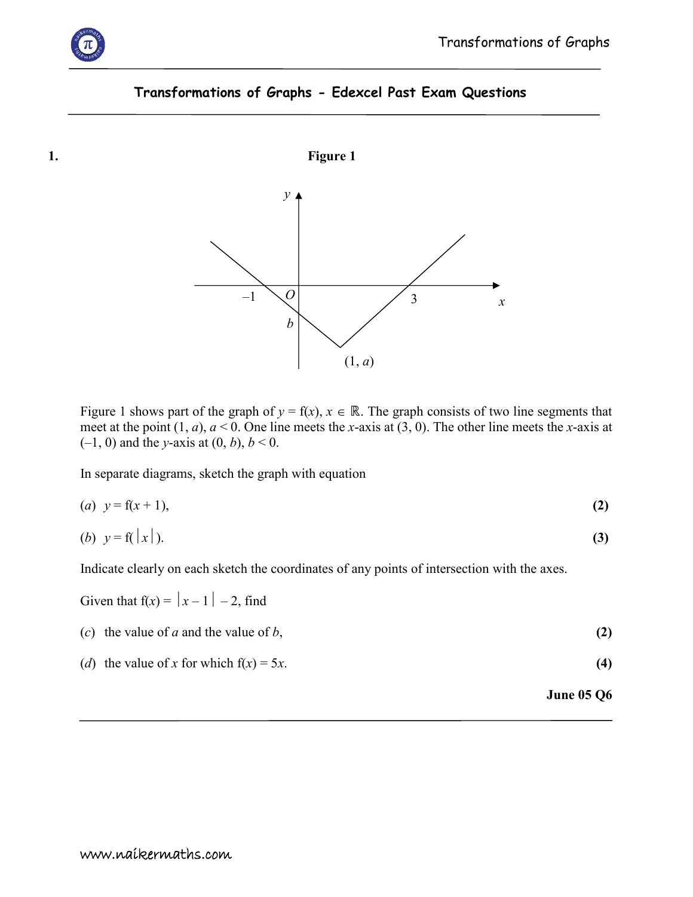## Transformations of Graphs - Edexcel Past Exam Questions

**1.**

**Figure 1**

y

x

O

–1

3

b

(1, *a*)

Figure 1 shows part of the graph of $y = \mathrm{f}(x)$, $x \in \mathbb{R}$. The graph consists of two line segments that meet at the point $(1, a)$, $a < 0$. One line meets the $x$-axis at $(3, 0)$. The other line meets the $x$-axis at $(-1, 0)$ and the $y$-axis at $(0, b)$, $b < 0$.

In separate diagrams, sketch the graph with equation

(*a*) $y = \mathrm{f}(x + 1)$, **(2)**

(*b*) $y = \mathrm{f}(|x|)$. **(3)**

Indicate clearly on each sketch the coordinates of any points of intersection with the axes.

Given that $\mathrm{f}(x) = |x - 1| - 2$, find

(*c*) the value of $a$ and the value of $b$, **(2)**

(*d*) the value of $x$ for which $\mathrm{f}(x) = 5x$. **(4)**

**June 05 Q6**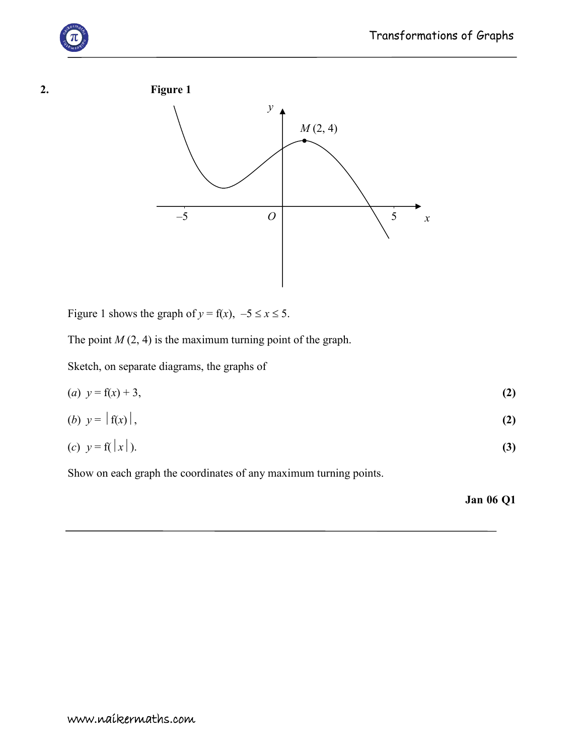**2.** **Figure 1**

$y$

$M\ (2, 4)$

$-5$ $O$ $5$ $x$

Figure 1 shows the graph of $y = \mathrm{f}(x)$, $-5 \le x \le 5$.

The point $M\ (2, 4)$ is the maximum turning point of the graph.

Sketch, on separate diagrams, the graphs of

(*a*) $y = \mathrm{f}(x) + 3$, **(2)**

(*b*) $y = |\mathrm{f}(x)|$, **(2)**

(*c*) $y = \mathrm{f}(|x|)$. **(3)**

Show on each graph the coordinates of any maximum turning points.

**Jan 06 Q1**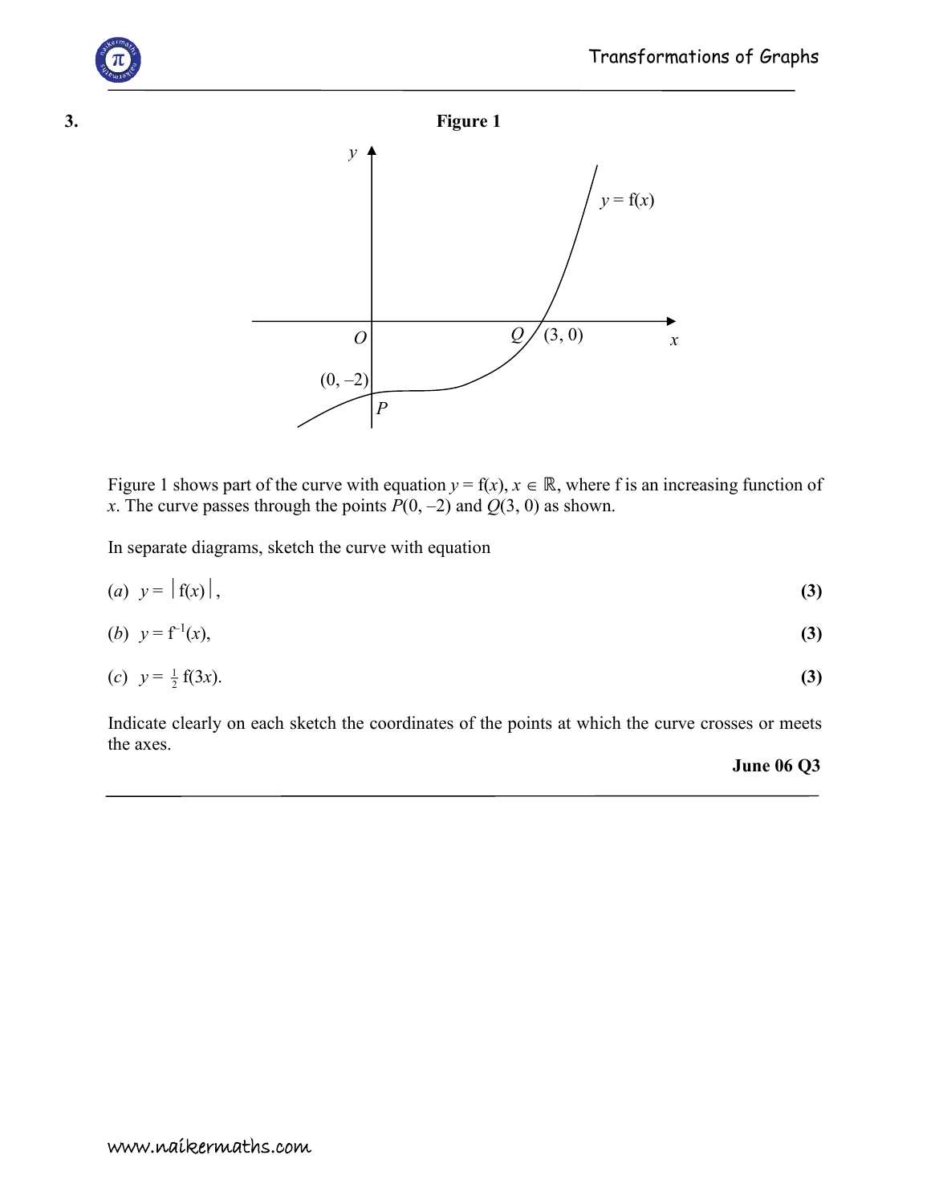3.

**Figure 1**

y

$y = \mathrm{f}(x)$

O

Q (3, 0)

x

(0, –2)

P

Figure 1 shows part of the curve with equation $y = \mathrm{f}(x)$, $x \in \mathbb{R}$, where f is an increasing function of $x$. The curve passes through the points $P(0, -2)$ and $Q(3, 0)$ as shown.

In separate diagrams, sketch the curve with equation

(*a*) $y = |\mathrm{f}(x)|$, **(3)**

(*b*) $y = \mathrm{f}^{-1}(x)$, **(3)**

(*c*) $y = \frac{1}{2}\mathrm{f}(3x)$. **(3)**

Indicate clearly on each sketch the coordinates of the points at which the curve crosses or meets the axes.

**June 06 Q3**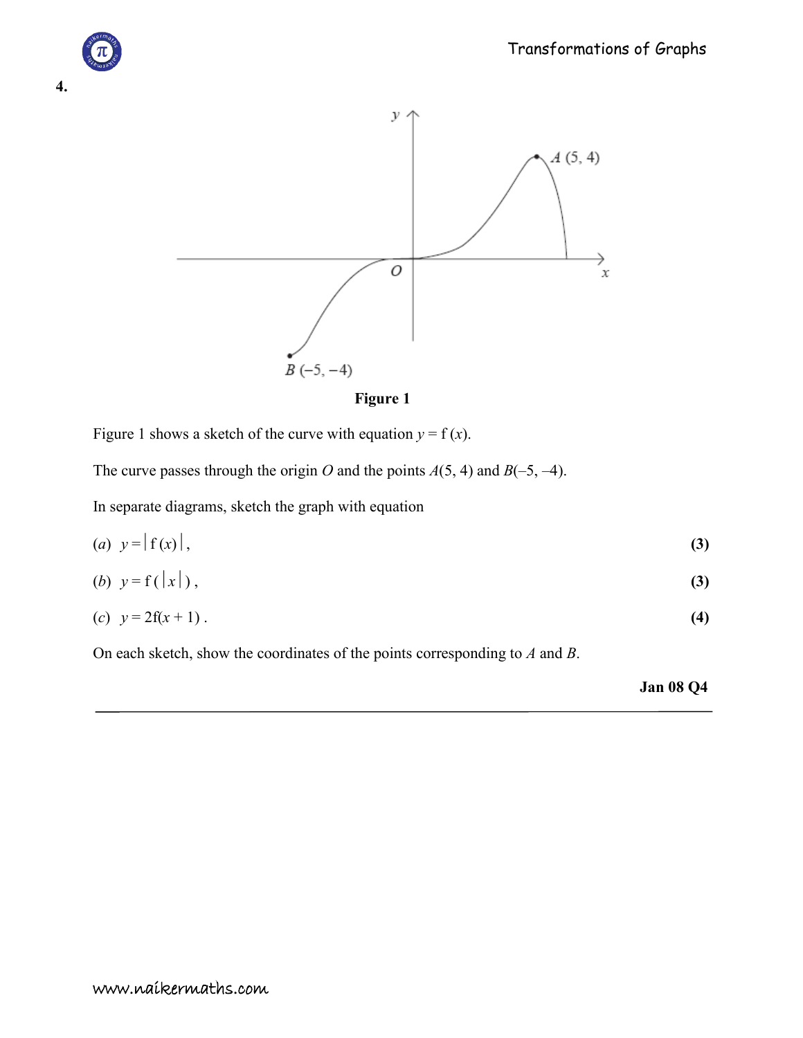**4.**

y

A (5, 4)

O

x

B (−5, −4)

**Figure 1**

Figure 1 shows a sketch of the curve with equation $y = \mathrm{f}(x)$.

The curve passes through the origin $O$ and the points $A(5, 4)$ and $B(–5, –4)$.

In separate diagrams, sketch the graph with equation

(*a*) $y = |\mathrm{f}(x)|$, **(3)**

(*b*) $y = \mathrm{f}(|x|)$, **(3)**

(*c*) $y = 2\mathrm{f}(x + 1)$. **(4)**

On each sketch, show the coordinates of the points corresponding to $A$ and $B$.

**Jan 08 Q4**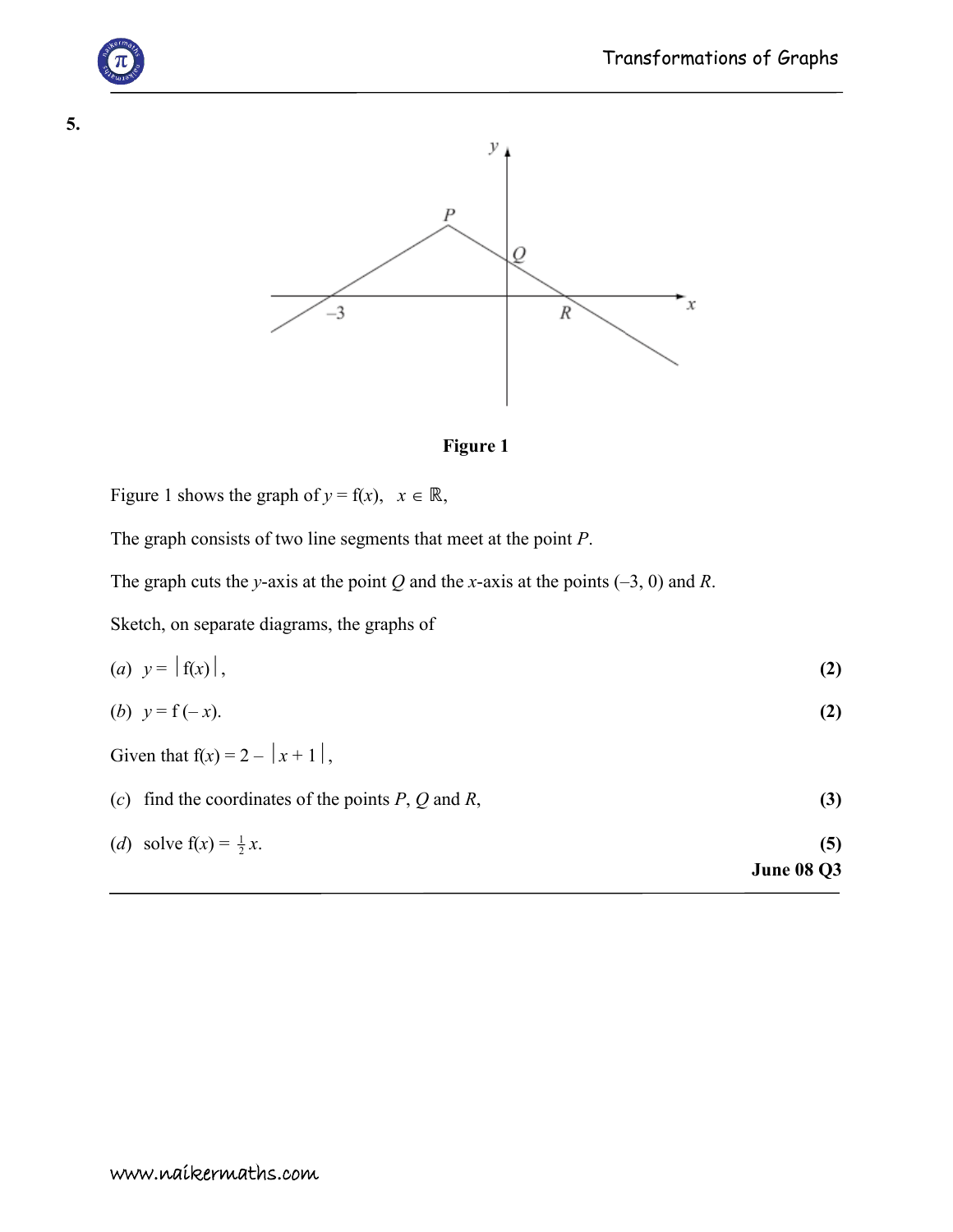**5.**

**Figure 1**

Figure 1 shows the graph of $y = \text{f}(x)$, $x \in \mathbb{R}$,

The graph consists of two line segments that meet at the point $P$.

The graph cuts the $y$-axis at the point $Q$ and the $x$-axis at the points $(-3, 0)$ and $R$.

Sketch, on separate diagrams, the graphs of

(*a*) $y = |\text{f}(x)|$, **(2)**

(*b*) $y = \text{f}(-x)$. **(2)**

Given that $\text{f}(x) = 2 - |x + 1|$,

(*c*) find the coordinates of the points $P$, $Q$ and $R$, **(3)**

(*d*) solve $\text{f}(x) = \frac{1}{2}x$. **(5)**

**June 08 Q3**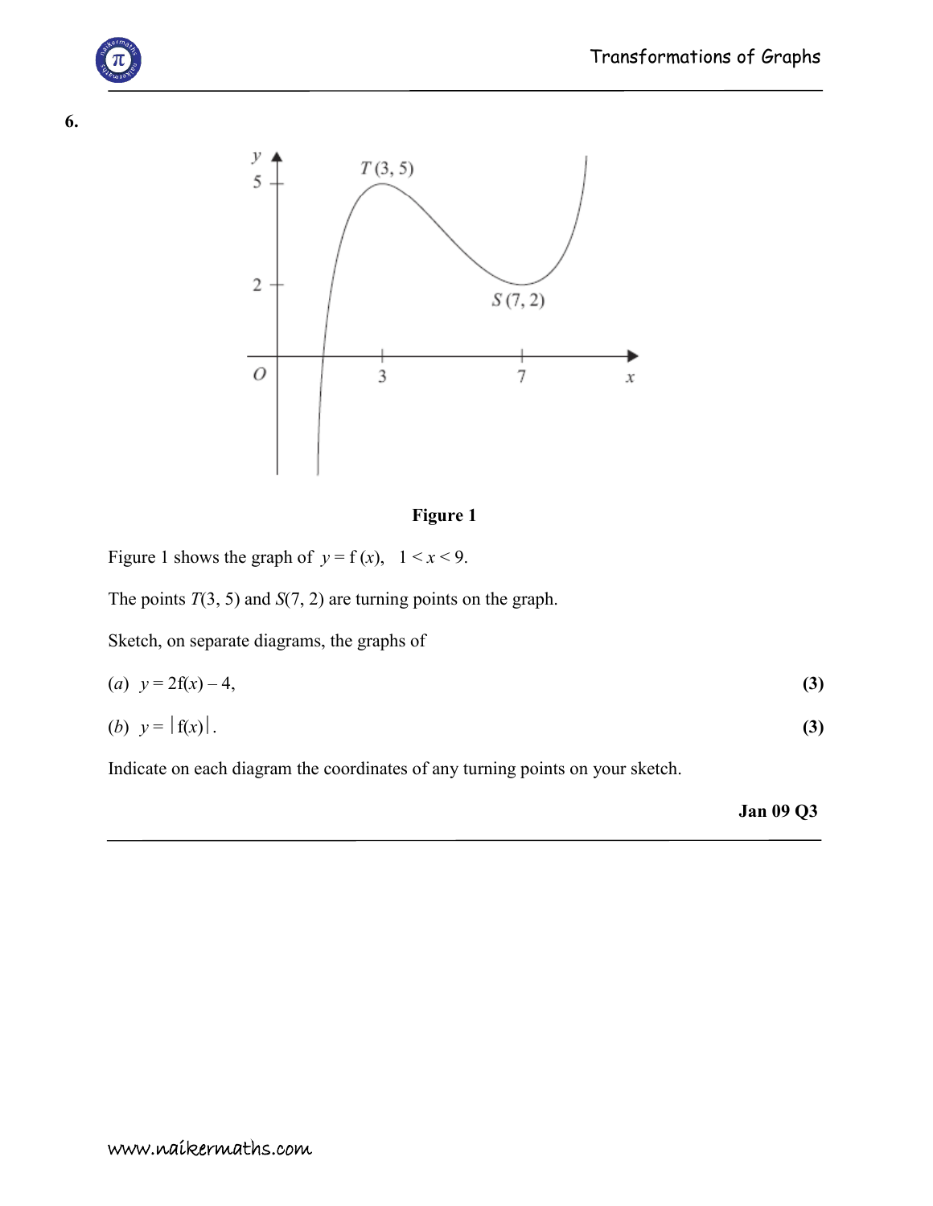**6.**

y

T (3, 5)

5

2

S (7, 2)

O

3

7

x

**Figure 1**

Figure 1 shows the graph of $y = f(x)$, $1 < x < 9$.

The points $T(3, 5)$ and $S(7, 2)$ are turning points on the graph.

Sketch, on separate diagrams, the graphs of

(*a*) $y = 2f(x) - 4$, **(3)**

(*b*) $y = |f(x)|$. **(3)**

Indicate on each diagram the coordinates of any turning points on your sketch.

**Jan 09 Q3**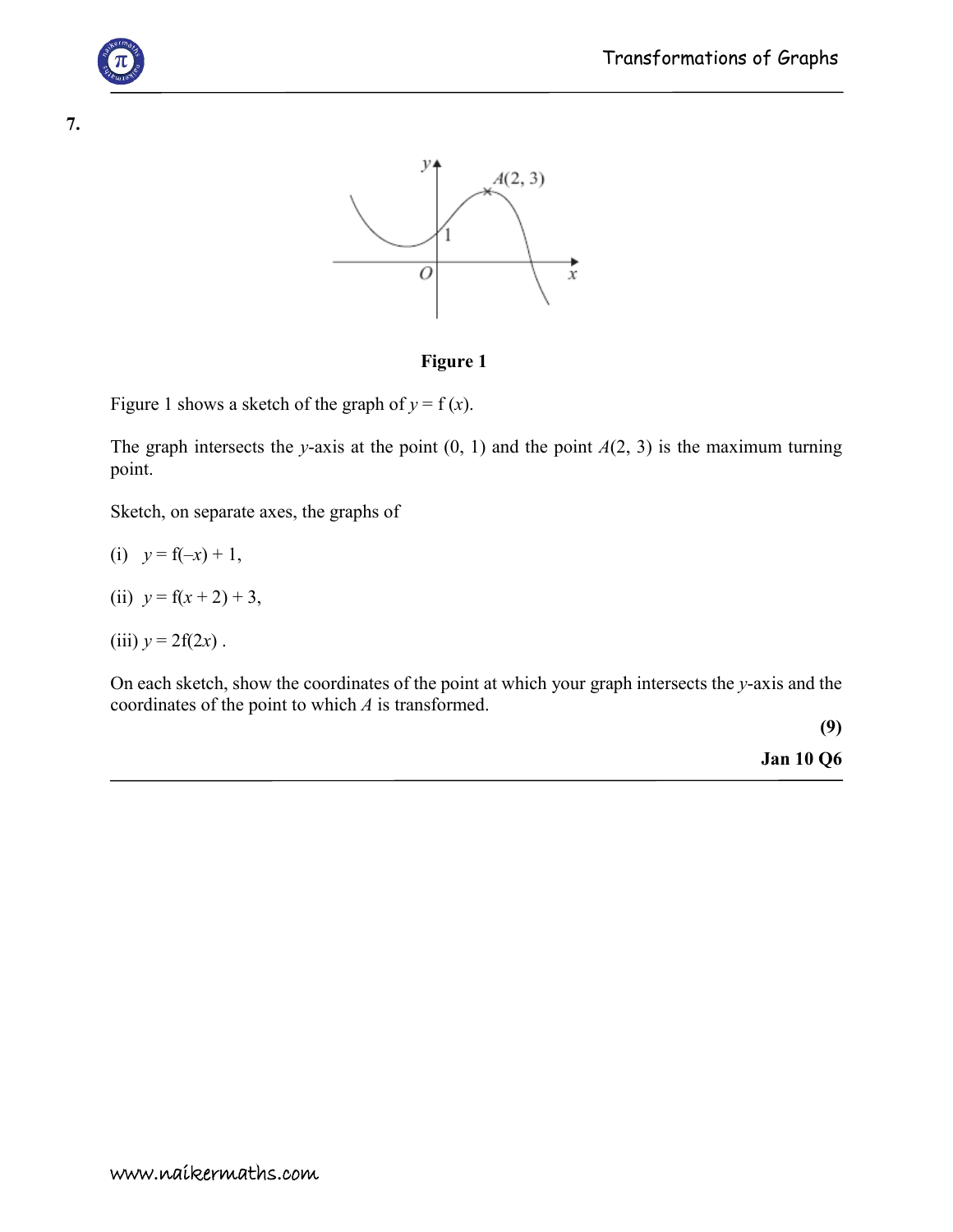**7.**

y

A(2, 3)

1

O

x

**Figure 1**

Figure 1 shows a sketch of the graph of $y = \mathrm{f}(x)$.

The graph intersects the $y$-axis at the point (0, 1) and the point $A(2, 3)$ is the maximum turning point.

Sketch, on separate axes, the graphs of

(i) $y = \mathrm{f}(-x) + 1$,

(ii) $y = \mathrm{f}(x + 2) + 3$,

(iii) $y = 2\mathrm{f}(2x)$ .

On each sketch, show the coordinates of the point at which your graph intersects the $y$-axis and the coordinates of the point to which $A$ is transformed.

**(9)**

**Jan 10 Q6**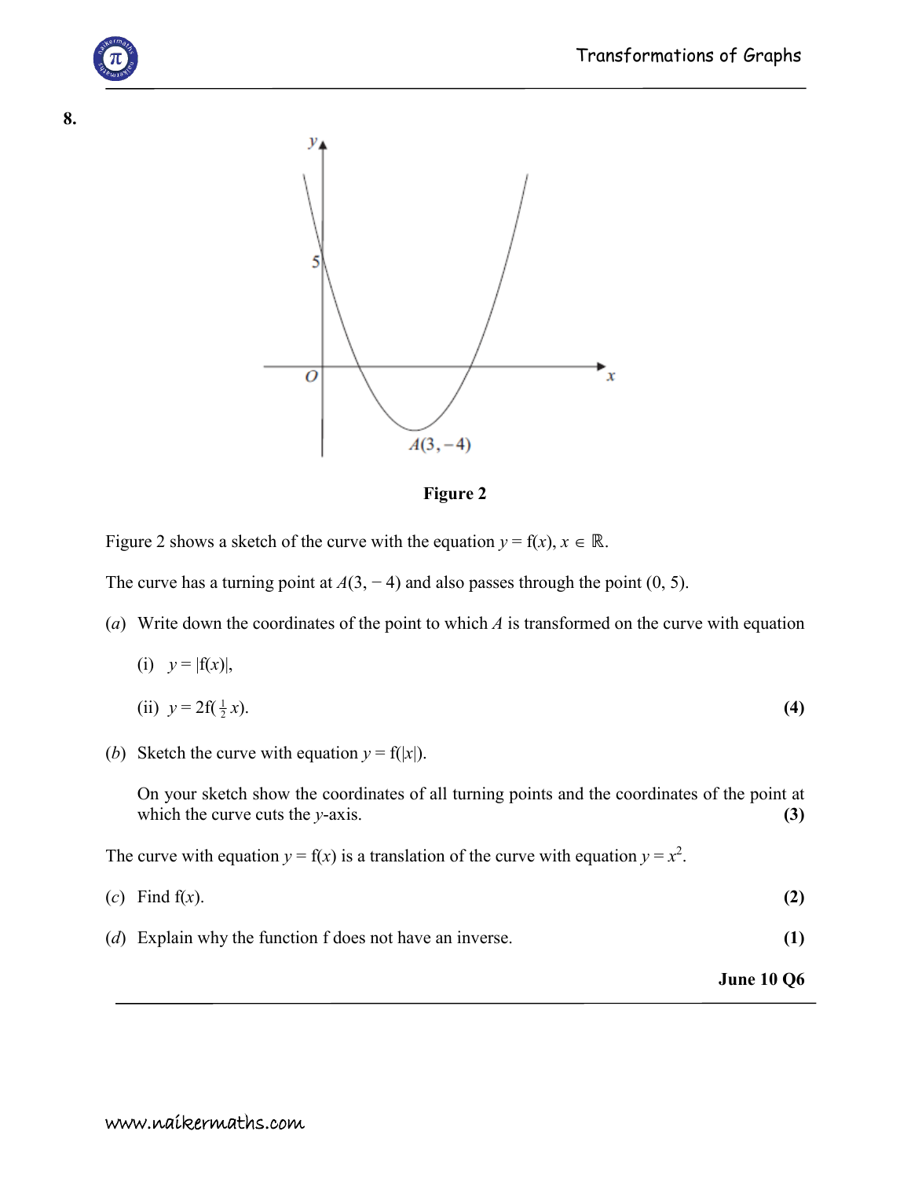**8.**

y

5

O

x

A(3, − 4)

Figure 2

Figure 2 shows a sketch of the curve with the equation $y = \mathrm{f}(x)$, $x \in \mathbb{R}$.

The curve has a turning point at $A(3, -4)$ and also passes through the point $(0, 5)$.

(*a*) Write down the coordinates of the point to which $A$ is transformed on the curve with equation

(i) $y = |\mathrm{f}(x)|$,

(ii) $y = 2\mathrm{f}(\frac{1}{2}x)$. **(4)**

(*b*) Sketch the curve with equation $y = \mathrm{f}(|x|)$.

On your sketch show the coordinates of all turning points and the coordinates of the point at which the curve cuts the $y$-axis. **(3)**

The curve with equation $y = \mathrm{f}(x)$ is a translation of the curve with equation $y = x^2$.

(*c*) Find $\mathrm{f}(x)$. **(2)**

(*d*) Explain why the function f does not have an inverse. **(1)**

**June 10 Q6**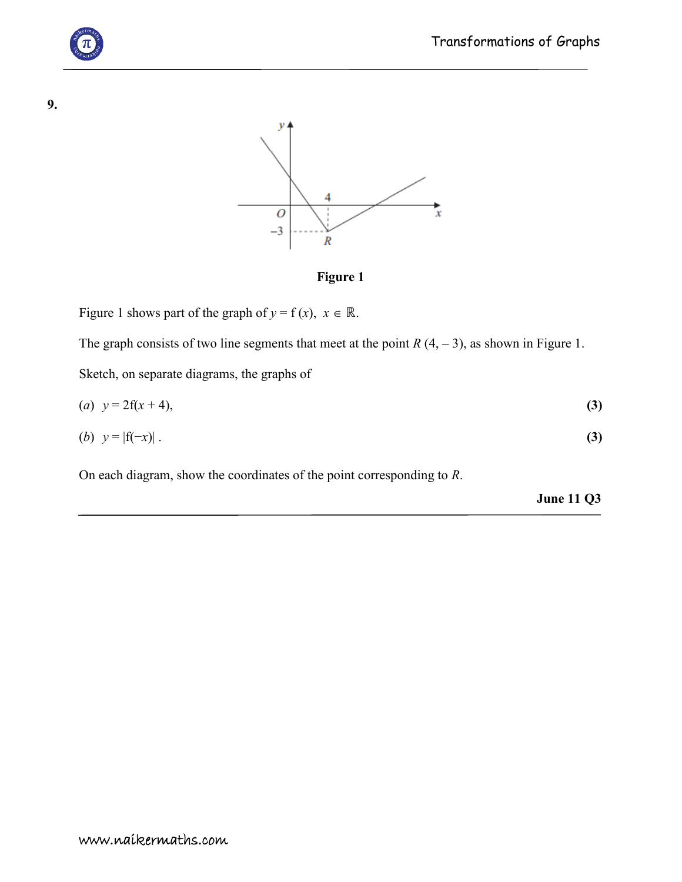**9.**

y

4

O

x

−3

R

**Figure 1**

Figure 1 shows part of the graph of $y = \text{f}(x)$, $x \in \mathbb{R}$.

The graph consists of two line segments that meet at the point $R$ (4, – 3), as shown in Figure 1.

Sketch, on separate diagrams, the graphs of

(*a*) $y = 2\text{f}(x + 4)$, **(3)**

(*b*) $y = |\text{f}(-x)|$ . **(3)**

On each diagram, show the coordinates of the point corresponding to $R$.

**June 11 Q3**